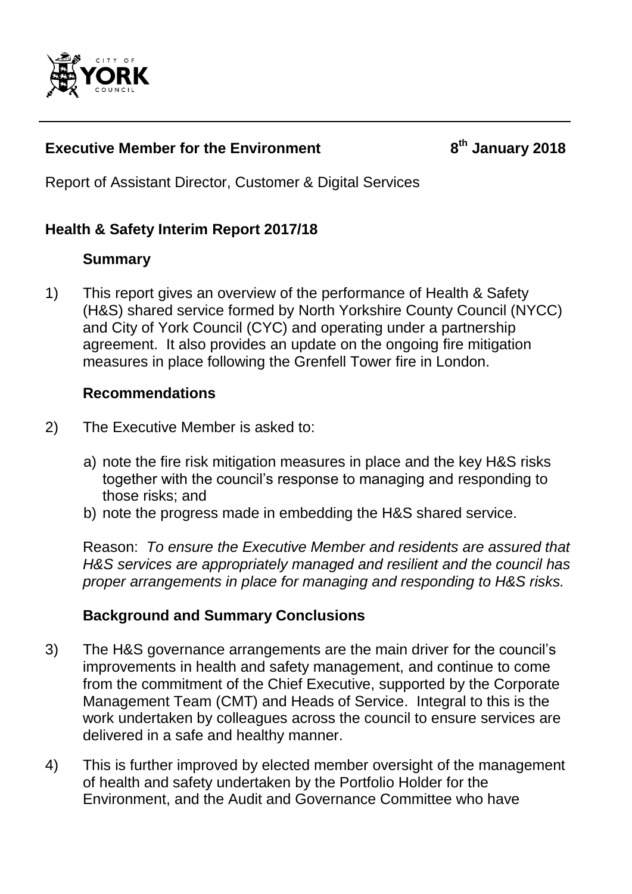**Executive Member for the Environment** **8th January 2018**

Report of Assistant Director, Customer & Digital Services

## Health & Safety Interim Report 2017/18

### Summary

1) This report gives an overview of the performance of Health & Safety (H&S) shared service formed by North Yorkshire County Council (NYCC) and City of York Council (CYC) and operating under a partnership agreement. It also provides an update on the ongoing fire mitigation measures in place following the Grenfell Tower fire in London.

### Recommendations

2) The Executive Member is asked to:

   a) note the fire risk mitigation measures in place and the key H&S risks together with the council's response to managing and responding to those risks; and
   
   b) note the progress made in embedding the H&S shared service.

   Reason: *To ensure the Executive Member and residents are assured that H&S services are appropriately managed and resilient and the council has proper arrangements in place for managing and responding to H&S risks.*

### Background and Summary Conclusions

3) The H&S governance arrangements are the main driver for the council's improvements in health and safety management, and continue to come from the commitment of the Chief Executive, supported by the Corporate Management Team (CMT) and Heads of Service. Integral to this is the work undertaken by colleagues across the council to ensure services are delivered in a safe and healthy manner.

4) This is further improved by elected member oversight of the management of health and safety undertaken by the Portfolio Holder for the Environment, and the Audit and Governance Committee who have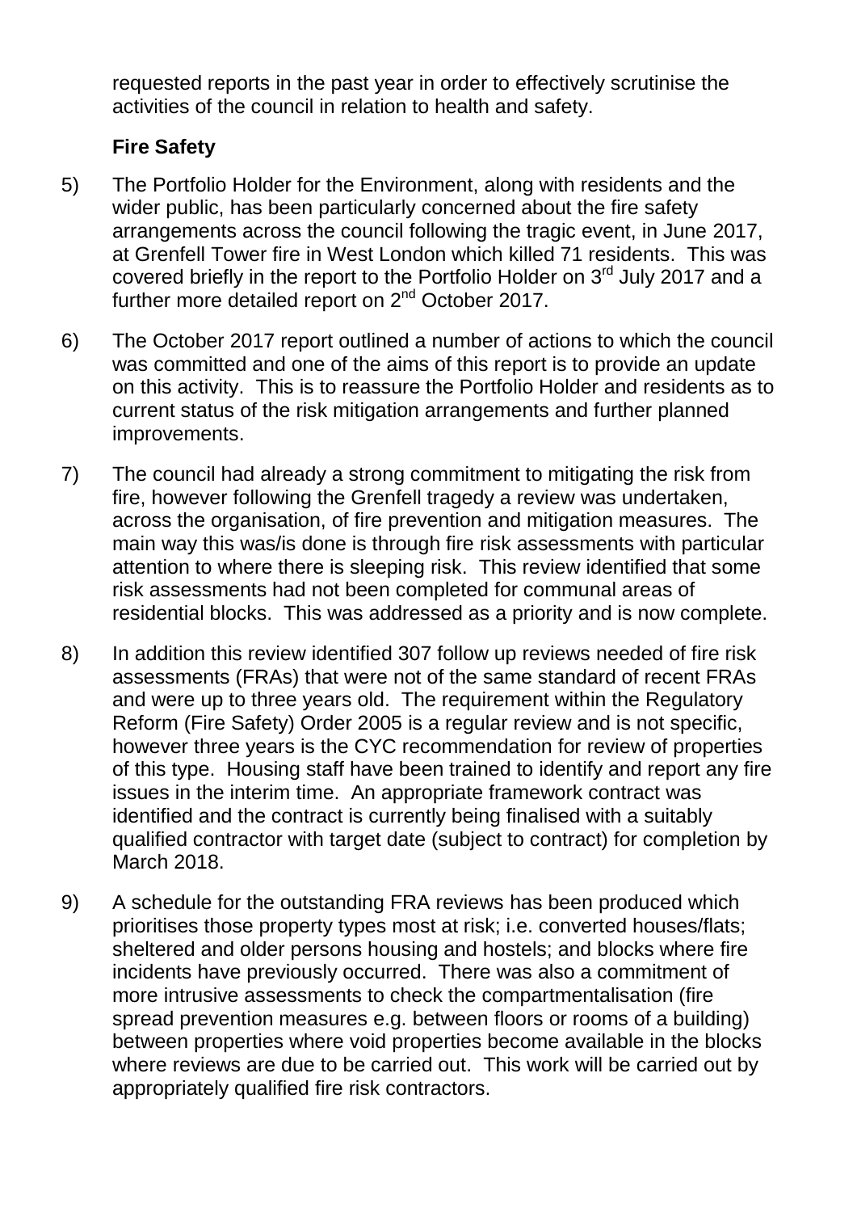requested reports in the past year in order to effectively scrutinise the activities of the council in relation to health and safety.

**Fire Safety**

5) The Portfolio Holder for the Environment, along with residents and the wider public, has been particularly concerned about the fire safety arrangements across the council following the tragic event, in June 2017, at Grenfell Tower fire in West London which killed 71 residents. This was covered briefly in the report to the Portfolio Holder on 3rd July 2017 and a further more detailed report on 2nd October 2017.

6) The October 2017 report outlined a number of actions to which the council was committed and one of the aims of this report is to provide an update on this activity. This is to reassure the Portfolio Holder and residents as to current status of the risk mitigation arrangements and further planned improvements.

7) The council had already a strong commitment to mitigating the risk from fire, however following the Grenfell tragedy a review was undertaken, across the organisation, of fire prevention and mitigation measures. The main way this was/is done is through fire risk assessments with particular attention to where there is sleeping risk. This review identified that some risk assessments had not been completed for communal areas of residential blocks. This was addressed as a priority and is now complete.

8) In addition this review identified 307 follow up reviews needed of fire risk assessments (FRAs) that were not of the same standard of recent FRAs and were up to three years old. The requirement within the Regulatory Reform (Fire Safety) Order 2005 is a regular review and is not specific, however three years is the CYC recommendation for review of properties of this type. Housing staff have been trained to identify and report any fire issues in the interim time. An appropriate framework contract was identified and the contract is currently being finalised with a suitably qualified contractor with target date (subject to contract) for completion by March 2018.

9) A schedule for the outstanding FRA reviews has been produced which prioritises those property types most at risk; i.e. converted houses/flats; sheltered and older persons housing and hostels; and blocks where fire incidents have previously occurred. There was also a commitment of more intrusive assessments to check the compartmentalisation (fire spread prevention measures e.g. between floors or rooms of a building) between properties where void properties become available in the blocks where reviews are due to be carried out. This work will be carried out by appropriately qualified fire risk contractors.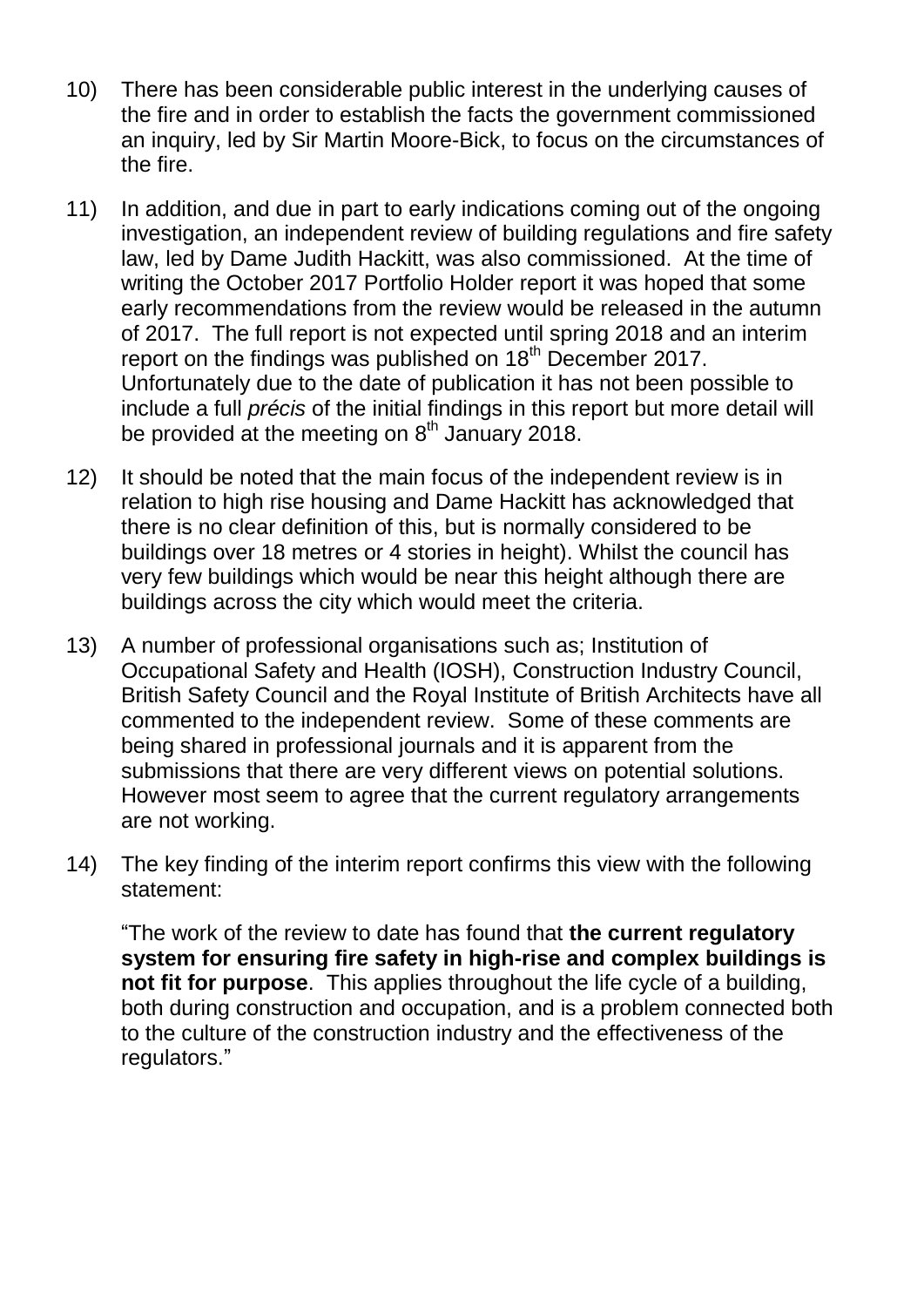10) There has been considerable public interest in the underlying causes of the fire and in order to establish the facts the government commissioned an inquiry, led by Sir Martin Moore-Bick, to focus on the circumstances of the fire.

11) In addition, and due in part to early indications coming out of the ongoing investigation, an independent review of building regulations and fire safety law, led by Dame Judith Hackitt, was also commissioned. At the time of writing the October 2017 Portfolio Holder report it was hoped that some early recommendations from the review would be released in the autumn of 2017. The full report is not expected until spring 2018 and an interim report on the findings was published on 18th December 2017. Unfortunately due to the date of publication it has not been possible to include a full *précis* of the initial findings in this report but more detail will be provided at the meeting on 8th January 2018.

12) It should be noted that the main focus of the independent review is in relation to high rise housing and Dame Hackitt has acknowledged that there is no clear definition of this, but is normally considered to be buildings over 18 metres or 4 stories in height). Whilst the council has very few buildings which would be near this height although there are buildings across the city which would meet the criteria.

13) A number of professional organisations such as; Institution of Occupational Safety and Health (IOSH), Construction Industry Council, British Safety Council and the Royal Institute of British Architects have all commented to the independent review. Some of these comments are being shared in professional journals and it is apparent from the submissions that there are very different views on potential solutions. However most seem to agree that the current regulatory arrangements are not working.

14) The key finding of the interim report confirms this view with the following statement:

"The work of the review to date has found that **the current regulatory system for ensuring fire safety in high-rise and complex buildings is not fit for purpose**. This applies throughout the life cycle of a building, both during construction and occupation, and is a problem connected both to the culture of the construction industry and the effectiveness of the regulators."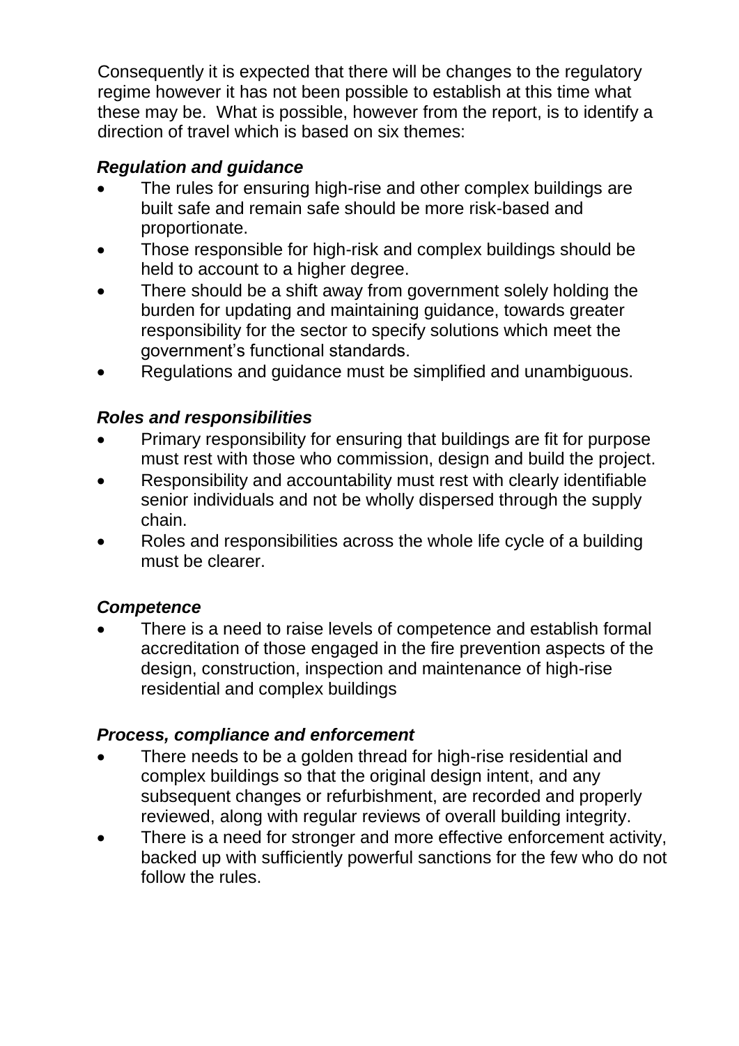Consequently it is expected that there will be changes to the regulatory regime however it has not been possible to establish at this time what these may be. What is possible, however from the report, is to identify a direction of travel which is based on six themes:

***Regulation and guidance***

- The rules for ensuring high-rise and other complex buildings are built safe and remain safe should be more risk-based and proportionate.
- Those responsible for high-risk and complex buildings should be held to account to a higher degree.
- There should be a shift away from government solely holding the burden for updating and maintaining guidance, towards greater responsibility for the sector to specify solutions which meet the government's functional standards.
- Regulations and guidance must be simplified and unambiguous.

***Roles and responsibilities***

- Primary responsibility for ensuring that buildings are fit for purpose must rest with those who commission, design and build the project.
- Responsibility and accountability must rest with clearly identifiable senior individuals and not be wholly dispersed through the supply chain.
- Roles and responsibilities across the whole life cycle of a building must be clearer.

***Competence***

- There is a need to raise levels of competence and establish formal accreditation of those engaged in the fire prevention aspects of the design, construction, inspection and maintenance of high-rise residential and complex buildings

***Process, compliance and enforcement***

- There needs to be a golden thread for high-rise residential and complex buildings so that the original design intent, and any subsequent changes or refurbishment, are recorded and properly reviewed, along with regular reviews of overall building integrity.
- There is a need for stronger and more effective enforcement activity, backed up with sufficiently powerful sanctions for the few who do not follow the rules.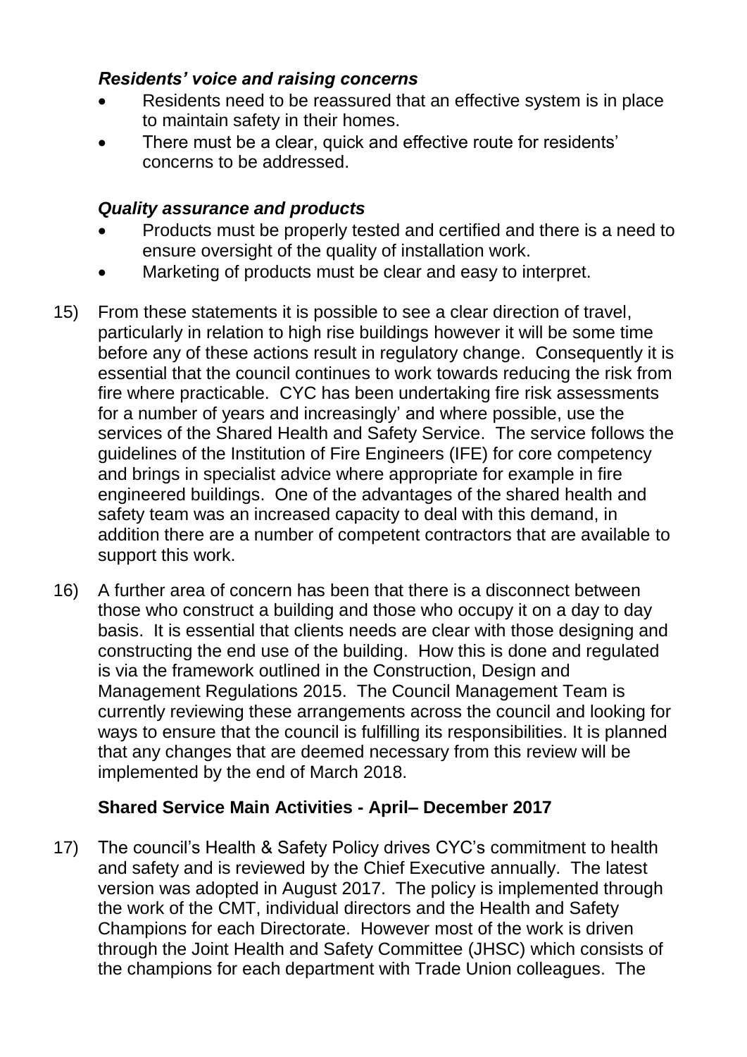### *Residents' voice and raising concerns*

- Residents need to be reassured that an effective system is in place to maintain safety in their homes.
- There must be a clear, quick and effective route for residents' concerns to be addressed.

### *Quality assurance and products*

- Products must be properly tested and certified and there is a need to ensure oversight of the quality of installation work.
- Marketing of products must be clear and easy to interpret.

15) From these statements it is possible to see a clear direction of travel, particularly in relation to high rise buildings however it will be some time before any of these actions result in regulatory change. Consequently it is essential that the council continues to work towards reducing the risk from fire where practicable. CYC has been undertaking fire risk assessments for a number of years and increasingly' and where possible, use the services of the Shared Health and Safety Service. The service follows the guidelines of the Institution of Fire Engineers (IFE) for core competency and brings in specialist advice where appropriate for example in fire engineered buildings. One of the advantages of the shared health and safety team was an increased capacity to deal with this demand, in addition there are a number of competent contractors that are available to support this work.

16) A further area of concern has been that there is a disconnect between those who construct a building and those who occupy it on a day to day basis. It is essential that clients needs are clear with those designing and constructing the end use of the building. How this is done and regulated is via the framework outlined in the Construction, Design and Management Regulations 2015. The Council Management Team is currently reviewing these arrangements across the council and looking for ways to ensure that the council is fulfilling its responsibilities. It is planned that any changes that are deemed necessary from this review will be implemented by the end of March 2018.

## Shared Service Main Activities - April– December 2017

17) The council's Health & Safety Policy drives CYC's commitment to health and safety and is reviewed by the Chief Executive annually. The latest version was adopted in August 2017. The policy is implemented through the work of the CMT, individual directors and the Health and Safety Champions for each Directorate. However most of the work is driven through the Joint Health and Safety Committee (JHSC) which consists of the champions for each department with Trade Union colleagues. The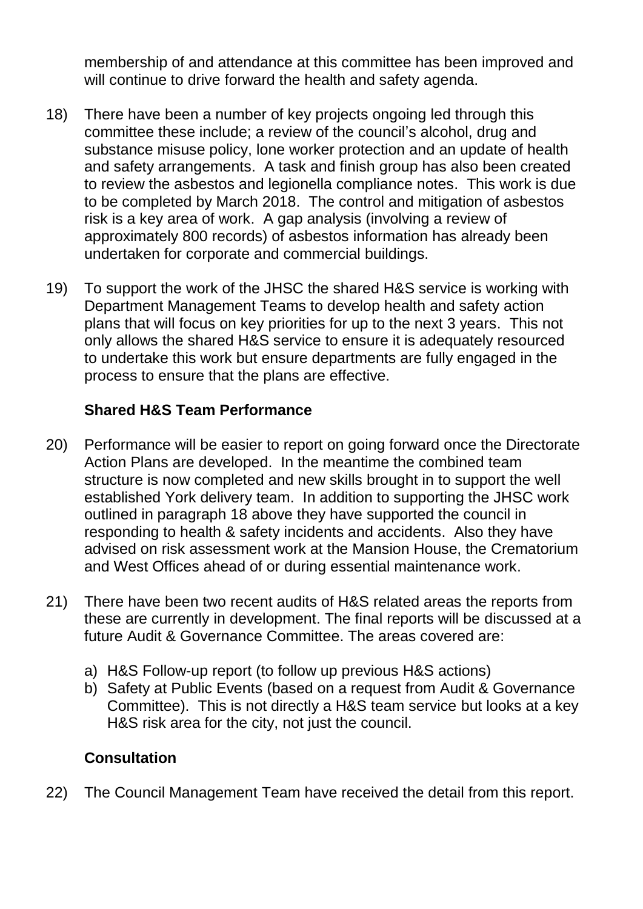membership of and attendance at this committee has been improved and will continue to drive forward the health and safety agenda.

18) There have been a number of key projects ongoing led through this committee these include; a review of the council's alcohol, drug and substance misuse policy, lone worker protection and an update of health and safety arrangements. A task and finish group has also been created to review the asbestos and legionella compliance notes. This work is due to be completed by March 2018. The control and mitigation of asbestos risk is a key area of work. A gap analysis (involving a review of approximately 800 records) of asbestos information has already been undertaken for corporate and commercial buildings.

19) To support the work of the JHSC the shared H&S service is working with Department Management Teams to develop health and safety action plans that will focus on key priorities for up to the next 3 years. This not only allows the shared H&S service to ensure it is adequately resourced to undertake this work but ensure departments are fully engaged in the process to ensure that the plans are effective.

### Shared H&S Team Performance

20) Performance will be easier to report on going forward once the Directorate Action Plans are developed. In the meantime the combined team structure is now completed and new skills brought in to support the well established York delivery team. In addition to supporting the JHSC work outlined in paragraph 18 above they have supported the council in responding to health & safety incidents and accidents. Also they have advised on risk assessment work at the Mansion House, the Crematorium and West Offices ahead of or during essential maintenance work.

21) There have been two recent audits of H&S related areas the reports from these are currently in development. The final reports will be discussed at a future Audit & Governance Committee. The areas covered are:

    a) H&S Follow-up report (to follow up previous H&S actions)
    b) Safety at Public Events (based on a request from Audit & Governance Committee). This is not directly a H&S team service but looks at a key H&S risk area for the city, not just the council.

### Consultation

22) The Council Management Team have received the detail from this report.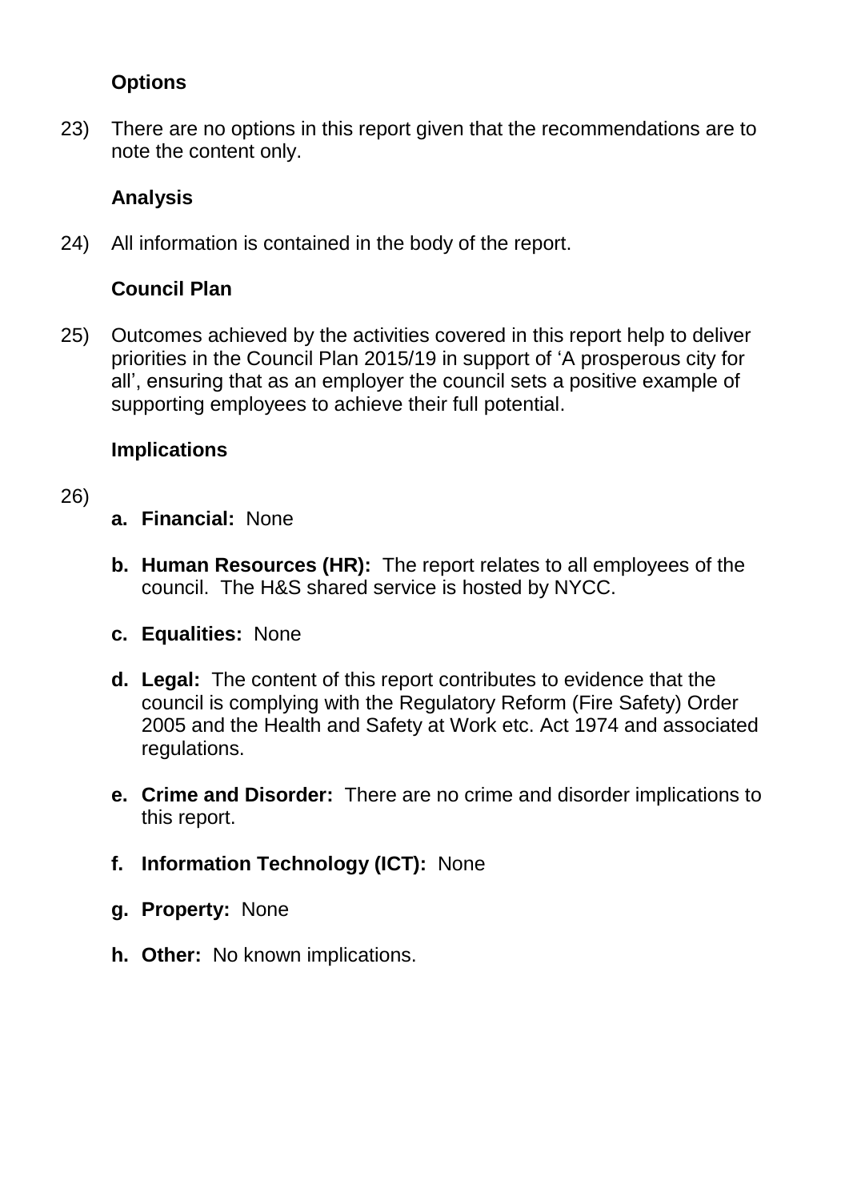**Options**

23) There are no options in this report given that the recommendations are to note the content only.

**Analysis**

24) All information is contained in the body of the report.

**Council Plan**

25) Outcomes achieved by the activities covered in this report help to deliver priorities in the Council Plan 2015/19 in support of 'A prosperous city for all', ensuring that as an employer the council sets a positive example of supporting employees to achieve their full potential.

**Implications**

26)

a. **Financial:** None

b. **Human Resources (HR):** The report relates to all employees of the council. The H&S shared service is hosted by NYCC.

c. **Equalities:** None

d. **Legal:** The content of this report contributes to evidence that the council is complying with the Regulatory Reform (Fire Safety) Order 2005 and the Health and Safety at Work etc. Act 1974 and associated regulations.

e. **Crime and Disorder:** There are no crime and disorder implications to this report.

f. **Information Technology (ICT):** None

g. **Property:** None

h. **Other:** No known implications.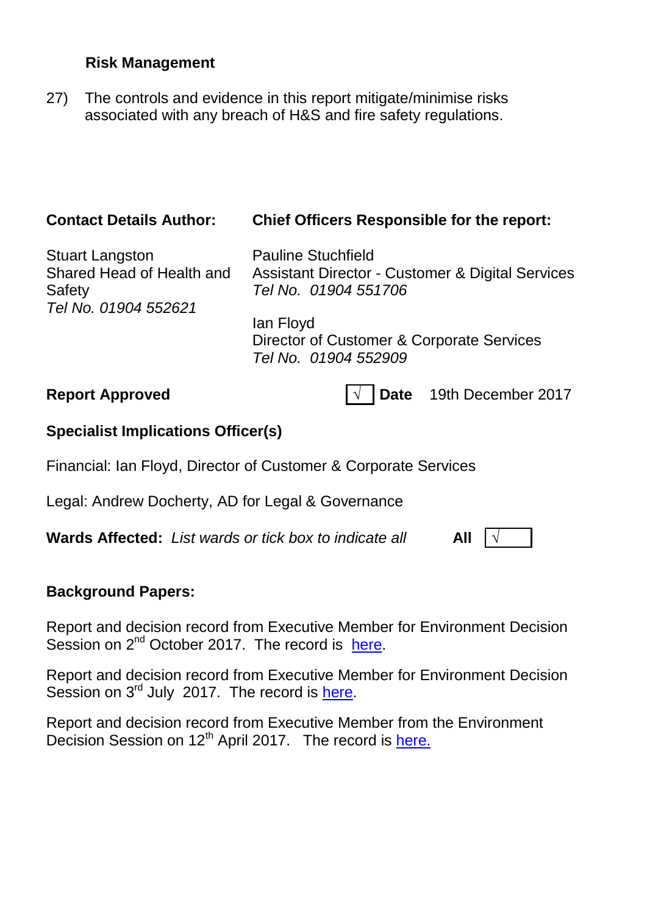**Risk Management**

27) The controls and evidence in this report mitigate/minimise risks associated with any breach of H&S and fire safety regulations.

| **Contact Details Author:** | **Chief Officers Responsible for the report:** |
| --- | --- |
| Stuart Langston<br>Shared Head of Health and Safety<br>*Tel No. 01904 552621* | Pauline Stuchfield<br>Assistant Director - Customer & Digital Services<br>*Tel No. 01904 551706*<br><br>Ian Floyd<br>Director of Customer & Corporate Services<br>*Tel No. 01904 552909* |

**Report Approved** √ **Date** 19th December 2017

**Specialist Implications Officer(s)**

Financial: Ian Floyd, Director of Customer & Corporate Services

Legal: Andrew Docherty, AD for Legal & Governance

**Wards Affected:** *List wards or tick box to indicate all* **All** √

**Background Papers:**

Report and decision record from Executive Member for Environment Decision Session on 2nd October 2017. The record is here.

Report and decision record from Executive Member for Environment Decision Session on 3rd July 2017. The record is here.

Report and decision record from Executive Member from the Environment Decision Session on 12th April 2017. The record is here.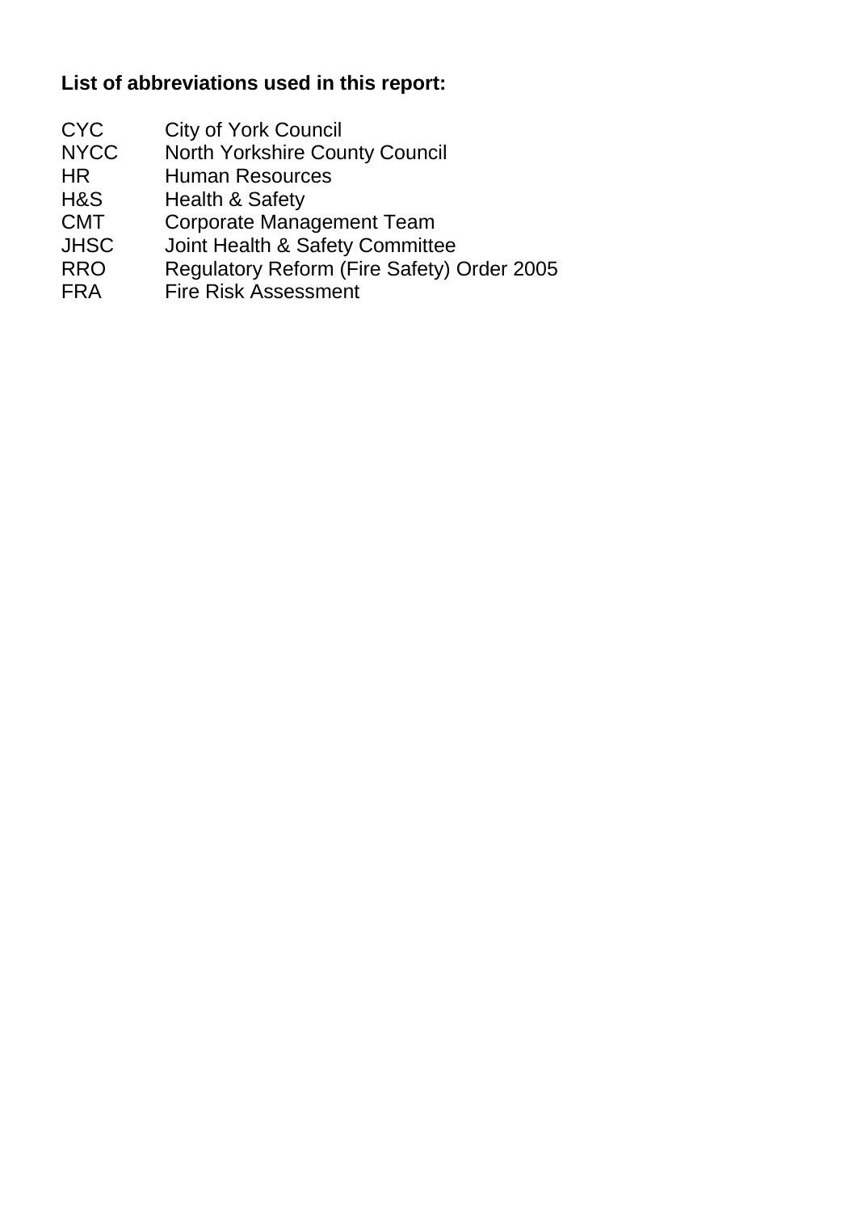**List of abbreviations used in this report:**

| | |
|---|---|
| CYC | City of York Council |
| NYCC | North Yorkshire County Council |
| HR | Human Resources |
| H&S | Health & Safety |
| CMT | Corporate Management Team |
| JHSC | Joint Health & Safety Committee |
| RRO | Regulatory Reform (Fire Safety) Order 2005 |
| FRA | Fire Risk Assessment |